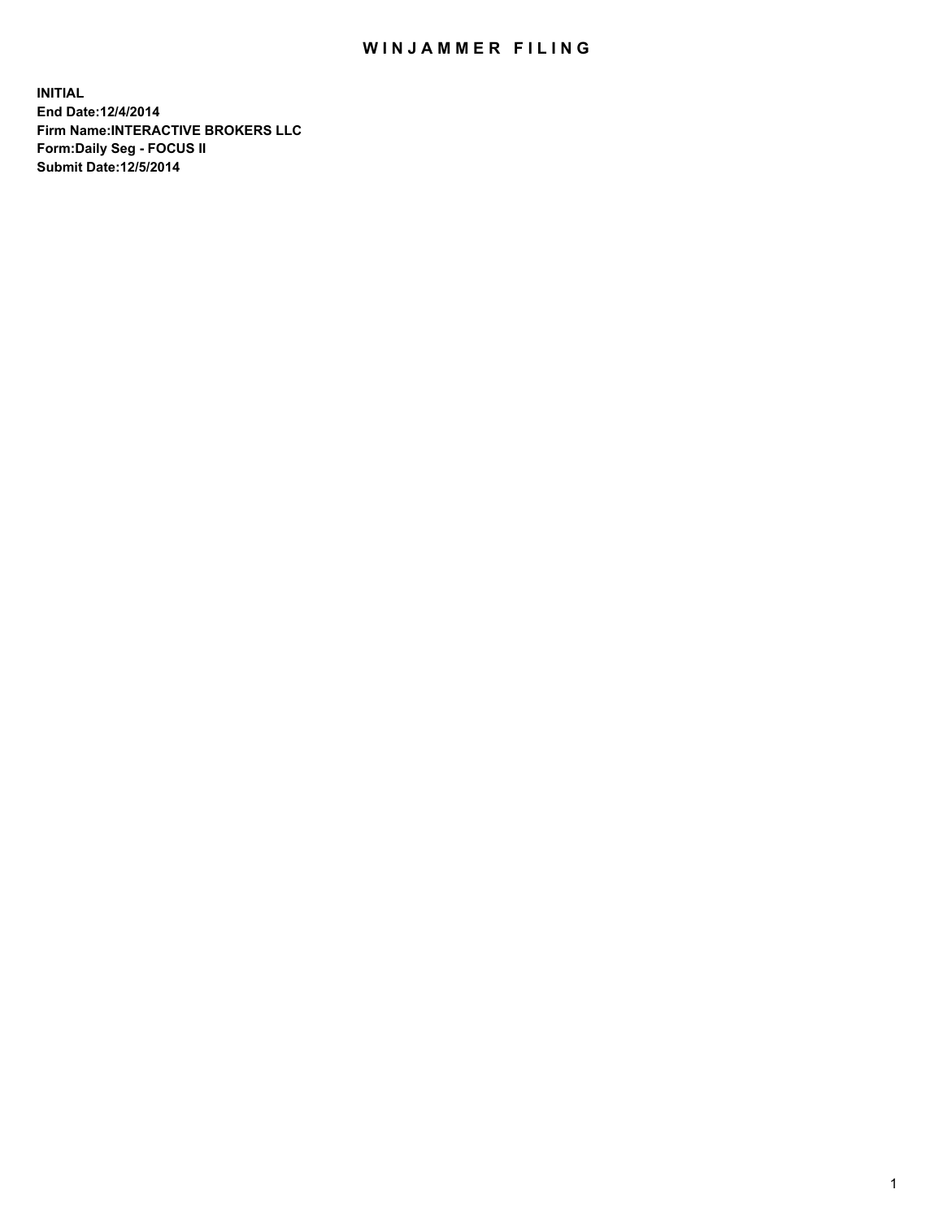# WINJAMMER FILING

**INITIAL**
**End Date:12/4/2014**
**Firm Name:INTERACTIVE BROKERS LLC**
**Form:Daily Seg - FOCUS II**
**Submit Date:12/5/2014**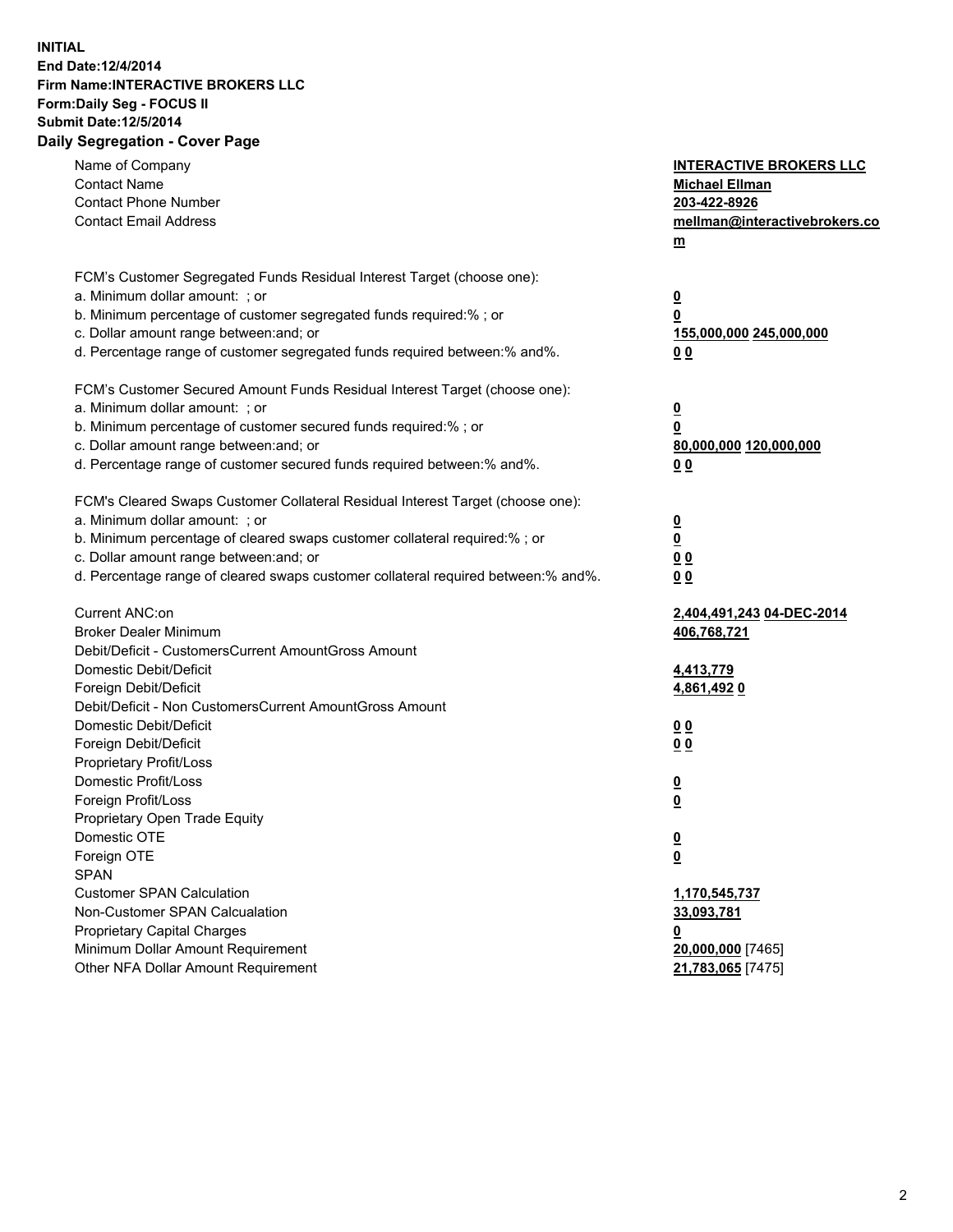**INITIAL**
**End Date:12/4/2014**
**Firm Name:INTERACTIVE BROKERS LLC**
**Form:Daily Seg - FOCUS II**
**Submit Date:12/5/2014**

## Daily Segregation - Cover Page

| | |
|---|---|
| Name of Company | **INTERACTIVE BROKERS LLC** |
| Contact Name | **Michael Ellman** |
| Contact Phone Number | **203-422-8926** |
| Contact Email Address | **mellman@interactivebrokers.com** |
| | |
| FCM's Customer Segregated Funds Residual Interest Target (choose one): | |
| a. Minimum dollar amount: ; or | **0** |
| b. Minimum percentage of customer segregated funds required:% ; or | **0** |
| c. Dollar amount range between:and; or | **155,000,000 245,000,000** |
| d. Percentage range of customer segregated funds required between:% and%. | **0 0** |
| | |
| FCM's Customer Secured Amount Funds Residual Interest Target (choose one): | |
| a. Minimum dollar amount: ; or | **0** |
| b. Minimum percentage of customer secured funds required:% ; or | **0** |
| c. Dollar amount range between:and; or | **80,000,000 120,000,000** |
| d. Percentage range of customer secured funds required between:% and%. | **0 0** |
| | |
| FCM's Cleared Swaps Customer Collateral Residual Interest Target (choose one): | |
| a. Minimum dollar amount: ; or | **0** |
| b. Minimum percentage of cleared swaps customer collateral required:% ; or | **0** |
| c. Dollar amount range between:and; or | **0 0** |
| d. Percentage range of cleared swaps customer collateral required between:% and%. | **0 0** |
| | |
| Current ANC:on | **2,404,491,243 04-DEC-2014** |
| Broker Dealer Minimum | **406,768,721** |
| Debit/Deficit - CustomersCurrent AmountGross Amount | |
| Domestic Debit/Deficit | **4,413,779** |
| Foreign Debit/Deficit | **4,861,492 0** |
| Debit/Deficit - Non CustomersCurrent AmountGross Amount | |
| Domestic Debit/Deficit | **0 0** |
| Foreign Debit/Deficit | **0 0** |
| Proprietary Profit/Loss | |
| Domestic Profit/Loss | **0** |
| Foreign Profit/Loss | **0** |
| Proprietary Open Trade Equity | |
| Domestic OTE | **0** |
| Foreign OTE | **0** |
| SPAN | |
| Customer SPAN Calculation | **1,170,545,737** |
| Non-Customer SPAN Calcualation | **33,093,781** |
| Proprietary Capital Charges | **0** |
| Minimum Dollar Amount Requirement | **20,000,000** [7465] |
| Other NFA Dollar Amount Requirement | **21,783,065** [7475] |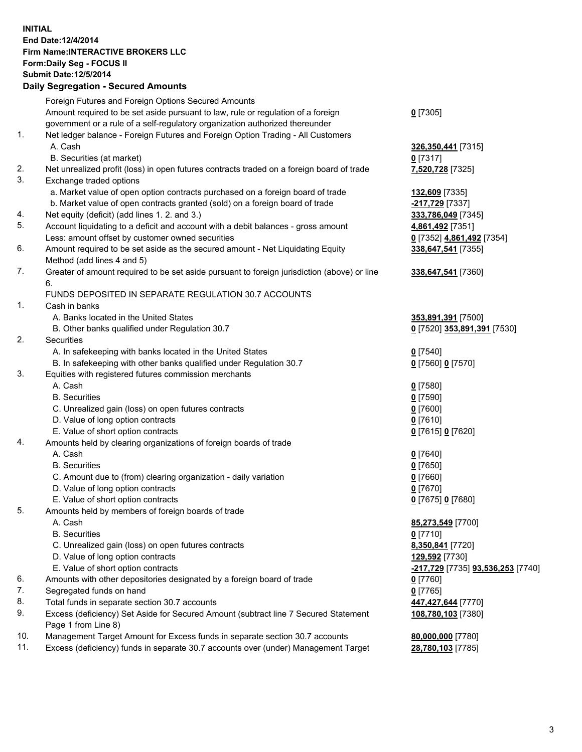**INITIAL**
**End Date:12/4/2014**
**Firm Name:INTERACTIVE BROKERS LLC**
**Form:Daily Seg - FOCUS II**
**Submit Date:12/5/2014**

## Daily Segregation - Secured Amounts

| | | |
|---|---|---|
| | Foreign Futures and Foreign Options Secured Amounts | |
| | Amount required to be set aside pursuant to law, rule or regulation of a foreign government or a rule of a self-regulatory organization authorized thereunder | **0** [7305] |
| 1. | Net ledger balance - Foreign Futures and Foreign Option Trading - All Customers | |
| | A. Cash | **326,350,441** [7315] |
| | B. Securities (at market) | **0** [7317] |
| 2. | Net unrealized profit (loss) in open futures contracts traded on a foreign board of trade | **7,520,728** [7325] |
| 3. | Exchange traded options | |
| | a. Market value of open option contracts purchased on a foreign board of trade | **132,609** [7335] |
| | b. Market value of open contracts granted (sold) on a foreign board of trade | **-217,729** [7337] |
| 4. | Net equity (deficit) (add lines 1. 2. and 3.) | **333,786,049** [7345] |
| 5. | Account liquidating to a deficit and account with a debit balances - gross amount | **4,861,492** [7351] |
| | Less: amount offset by customer owned securities | **0** [7352] **4,861,492** [7354] |
| 6. | Amount required to be set aside as the secured amount - Net Liquidating Equity Method (add lines 4 and 5) | **338,647,541** [7355] |
| 7. | Greater of amount required to be set aside pursuant to foreign jurisdiction (above) or line 6. | **338,647,541** [7360] |
| | FUNDS DEPOSITED IN SEPARATE REGULATION 30.7 ACCOUNTS | |
| 1. | Cash in banks | |
| | A. Banks located in the United States | **353,891,391** [7500] |
| | B. Other banks qualified under Regulation 30.7 | **0** [7520] **353,891,391** [7530] |
| 2. | Securities | |
| | A. In safekeeping with banks located in the United States | **0** [7540] |
| | B. In safekeeping with other banks qualified under Regulation 30.7 | **0** [7560] **0** [7570] |
| 3. | Equities with registered futures commission merchants | |
| | A. Cash | **0** [7580] |
| | B. Securities | **0** [7590] |
| | C. Unrealized gain (loss) on open futures contracts | **0** [7600] |
| | D. Value of long option contracts | **0** [7610] |
| | E. Value of short option contracts | **0** [7615] **0** [7620] |
| 4. | Amounts held by clearing organizations of foreign boards of trade | |
| | A. Cash | **0** [7640] |
| | B. Securities | **0** [7650] |
| | C. Amount due to (from) clearing organization - daily variation | **0** [7660] |
| | D. Value of long option contracts | **0** [7670] |
| | E. Value of short option contracts | **0** [7675] **0** [7680] |
| 5. | Amounts held by members of foreign boards of trade | |
| | A. Cash | **85,273,549** [7700] |
| | B. Securities | **0** [7710] |
| | C. Unrealized gain (loss) on open futures contracts | **8,350,841** [7720] |
| | D. Value of long option contracts | **129,592** [7730] |
| | E. Value of short option contracts | **-217,729** [7735] **93,536,253** [7740] |
| 6. | Amounts with other depositories designated by a foreign board of trade | **0** [7760] |
| 7. | Segregated funds on hand | **0** [7765] |
| 8. | Total funds in separate section 30.7 accounts | **447,427,644** [7770] |
| 9. | Excess (deficiency) Set Aside for Secured Amount (subtract line 7 Secured Statement Page 1 from Line 8) | **108,780,103** [7380] |
| 10. | Management Target Amount for Excess funds in separate section 30.7 accounts | **80,000,000** [7780] |
| 11. | Excess (deficiency) funds in separate 30.7 accounts over (under) Management Target | **28,780,103** [7785] |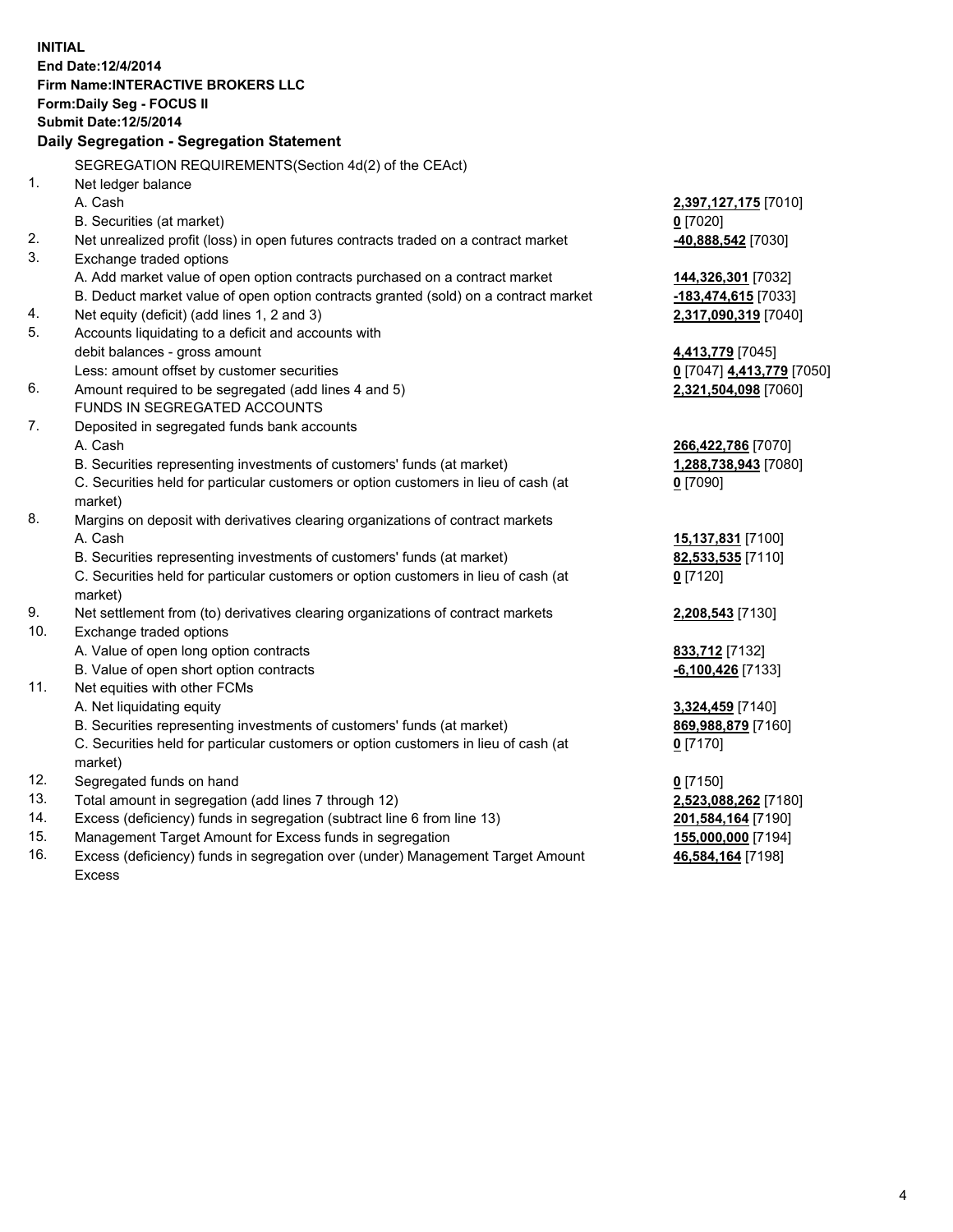**INITIAL**
**End Date:12/4/2014**
**Firm Name:INTERACTIVE BROKERS LLC**
**Form:Daily Seg - FOCUS II**
**Submit Date:12/5/2014**

## Daily Segregation - Segregation Statement

SEGREGATION REQUIREMENTS(Section 4d(2) of the CEAct)

| | | |
|---|---|---|
| 1. | Net ledger balance | |
| | A. Cash | **2,397,127,175** [7010] |
| | B. Securities (at market) | **0** [7020] |
| 2. | Net unrealized profit (loss) in open futures contracts traded on a contract market | **-40,888,542** [7030] |
| 3. | Exchange traded options | |
| | A. Add market value of open option contracts purchased on a contract market | **144,326,301** [7032] |
| | B. Deduct market value of open option contracts granted (sold) on a contract market | **-183,474,615** [7033] |
| 4. | Net equity (deficit) (add lines 1, 2 and 3) | **2,317,090,319** [7040] |
| 5. | Accounts liquidating to a deficit and accounts with debit balances - gross amount | **4,413,779** [7045] |
| | Less: amount offset by customer securities | **0** [7047] **4,413,779** [7050] |
| 6. | Amount required to be segregated (add lines 4 and 5) | **2,321,504,098** [7060] |
| | FUNDS IN SEGREGATED ACCOUNTS | |
| 7. | Deposited in segregated funds bank accounts | |
| | A. Cash | **266,422,786** [7070] |
| | B. Securities representing investments of customers' funds (at market) | **1,288,738,943** [7080] |
| | C. Securities held for particular customers or option customers in lieu of cash (at market) | **0** [7090] |
| 8. | Margins on deposit with derivatives clearing organizations of contract markets | |
| | A. Cash | **15,137,831** [7100] |
| | B. Securities representing investments of customers' funds (at market) | **82,533,535** [7110] |
| | C. Securities held for particular customers or option customers in lieu of cash (at market) | **0** [7120] |
| 9. | Net settlement from (to) derivatives clearing organizations of contract markets | **2,208,543** [7130] |
| 10. | Exchange traded options | |
| | A. Value of open long option contracts | **833,712** [7132] |
| | B. Value of open short option contracts | **-6,100,426** [7133] |
| 11. | Net equities with other FCMs | |
| | A. Net liquidating equity | **3,324,459** [7140] |
| | B. Securities representing investments of customers' funds (at market) | **869,988,879** [7160] |
| | C. Securities held for particular customers or option customers in lieu of cash (at market) | **0** [7170] |
| 12. | Segregated funds on hand | **0** [7150] |
| 13. | Total amount in segregation (add lines 7 through 12) | **2,523,088,262** [7180] |
| 14. | Excess (deficiency) funds in segregation (subtract line 6 from line 13) | **201,584,164** [7190] |
| 15. | Management Target Amount for Excess funds in segregation | **155,000,000** [7194] |
| 16. | Excess (deficiency) funds in segregation over (under) Management Target Amount Excess | **46,584,164** [7198] |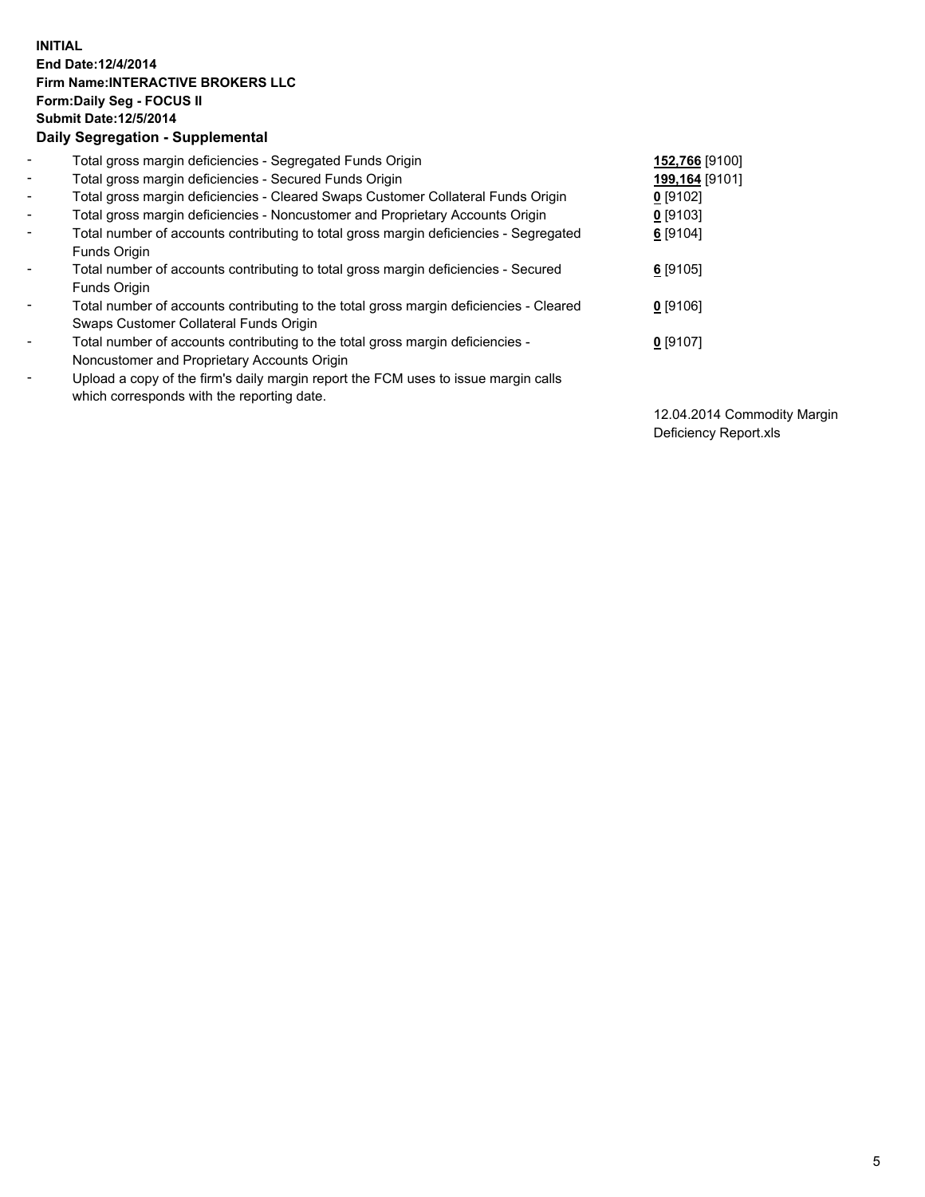**INITIAL**
**End Date:12/4/2014**
**Firm Name:INTERACTIVE BROKERS LLC**
**Form:Daily Seg - FOCUS II**
**Submit Date:12/5/2014**

**Daily Segregation - Supplemental**

| | | |
|---|---|---|
| - | Total gross margin deficiencies - Segregated Funds Origin | **152,766** [9100] |
| - | Total gross margin deficiencies - Secured Funds Origin | **199,164** [9101] |
| - | Total gross margin deficiencies - Cleared Swaps Customer Collateral Funds Origin | **0** [9102] |
| - | Total gross margin deficiencies - Noncustomer and Proprietary Accounts Origin | **0** [9103] |
| - | Total number of accounts contributing to total gross margin deficiencies - Segregated Funds Origin | **6** [9104] |
| - | Total number of accounts contributing to total gross margin deficiencies - Secured Funds Origin | **6** [9105] |
| - | Total number of accounts contributing to the total gross margin deficiencies - Cleared Swaps Customer Collateral Funds Origin | **0** [9106] |
| - | Total number of accounts contributing to the total gross margin deficiencies - Noncustomer and Proprietary Accounts Origin | **0** [9107] |
| - | Upload a copy of the firm's daily margin report the FCM uses to issue margin calls which corresponds with the reporting date. | 12.04.2014 Commodity Margin Deficiency Report.xls |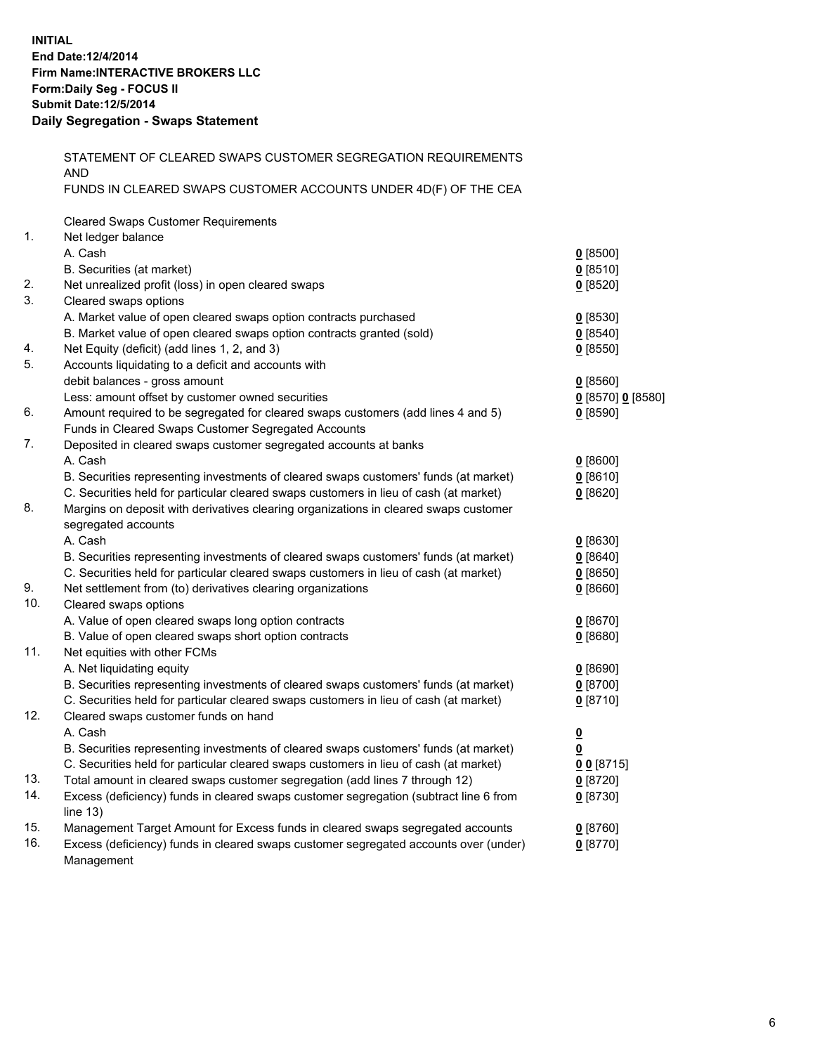**INITIAL**
**End Date:12/4/2014**
**Firm Name:INTERACTIVE BROKERS LLC**
**Form:Daily Seg - FOCUS II**
**Submit Date:12/5/2014**
**Daily Segregation - Swaps Statement**

STATEMENT OF CLEARED SWAPS CUSTOMER SEGREGATION REQUIREMENTS AND FUNDS IN CLEARED SWAPS CUSTOMER ACCOUNTS UNDER 4D(F) OF THE CEA

| | | |
|---|---|---|
| | Cleared Swaps Customer Requirements | |
| 1. | Net ledger balance | |
| | A. Cash | 0 [8500] |
| | B. Securities (at market) | 0 [8510] |
| 2. | Net unrealized profit (loss) in open cleared swaps | 0 [8520] |
| 3. | Cleared swaps options | |
| | A. Market value of open cleared swaps option contracts purchased | 0 [8530] |
| | B. Market value of open cleared swaps option contracts granted (sold) | 0 [8540] |
| 4. | Net Equity (deficit) (add lines 1, 2, and 3) | 0 [8550] |
| 5. | Accounts liquidating to a deficit and accounts with debit balances - gross amount | 0 [8560] |
| | Less: amount offset by customer owned securities | 0 [8570] 0 [8580] |
| 6. | Amount required to be segregated for cleared swaps customers (add lines 4 and 5) | 0 [8590] |
| | Funds in Cleared Swaps Customer Segregated Accounts | |
| 7. | Deposited in cleared swaps customer segregated accounts at banks | |
| | A. Cash | 0 [8600] |
| | B. Securities representing investments of cleared swaps customers' funds (at market) | 0 [8610] |
| | C. Securities held for particular cleared swaps customers in lieu of cash (at market) | 0 [8620] |
| 8. | Margins on deposit with derivatives clearing organizations in cleared swaps customer segregated accounts | |
| | A. Cash | 0 [8630] |
| | B. Securities representing investments of cleared swaps customers' funds (at market) | 0 [8640] |
| | C. Securities held for particular cleared swaps customers in lieu of cash (at market) | 0 [8650] |
| 9. | Net settlement from (to) derivatives clearing organizations | 0 [8660] |
| 10. | Cleared swaps options | |
| | A. Value of open cleared swaps long option contracts | 0 [8670] |
| | B. Value of open cleared swaps short option contracts | 0 [8680] |
| 11. | Net equities with other FCMs | |
| | A. Net liquidating equity | 0 [8690] |
| | B. Securities representing investments of cleared swaps customers' funds (at market) | 0 [8700] |
| | C. Securities held for particular cleared swaps customers in lieu of cash (at market) | 0 [8710] |
| 12. | Cleared swaps customer funds on hand | |
| | A. Cash | 0 |
| | B. Securities representing investments of cleared swaps customers' funds (at market) | 0 |
| | C. Securities held for particular cleared swaps customers in lieu of cash (at market) | 0 0 [8715] |
| 13. | Total amount in cleared swaps customer segregation (add lines 7 through 12) | 0 [8720] |
| 14. | Excess (deficiency) funds in cleared swaps customer segregation (subtract line 6 from line 13) | 0 [8730] |
| 15. | Management Target Amount for Excess funds in cleared swaps segregated accounts | 0 [8760] |
| 16. | Excess (deficiency) funds in cleared swaps customer segregated accounts over (under) Management | 0 [8770] |